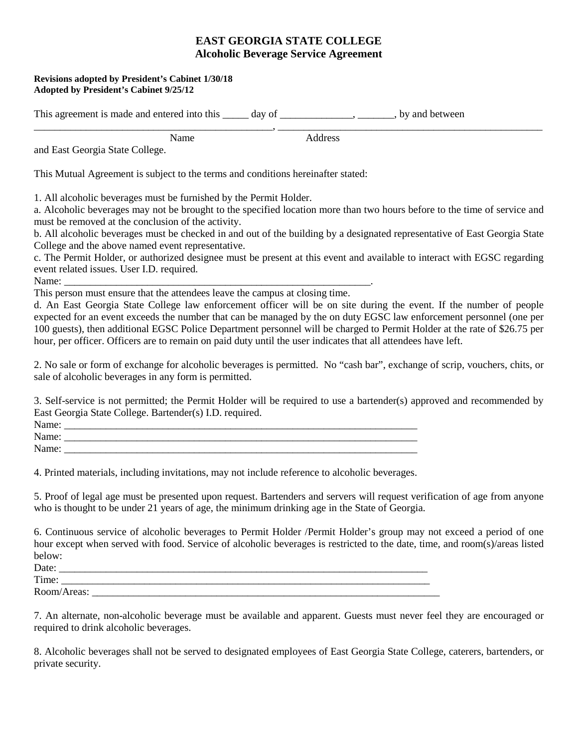# EAST GEORGIA STATE COLLEGE
## Alcoholic Beverage Service Agreement

**Revisions adopted by President's Cabinet 1/30/18**
**Adopted by President's Cabinet 9/25/12**

This agreement is made and entered into this _____ day of ______________, _______, by and between
_______________________________________________, ____________________________________________________
Name                                        Address
and East Georgia State College.

This Mutual Agreement is subject to the terms and conditions hereinafter stated:

1. All alcoholic beverages must be furnished by the Permit Holder.
a. Alcoholic beverages may not be brought to the specified location more than two hours before to the time of service and must be removed at the conclusion of the activity.
b. All alcoholic beverages must be checked in and out of the building by a designated representative of East Georgia State College and the above named event representative.
c. The Permit Holder, or authorized designee must be present at this event and available to interact with EGSC regarding event related issues. User I.D. required.
Name: ____________________________________________________________.
This person must ensure that the attendees leave the campus at closing time.
d. An East Georgia State College law enforcement officer will be on site during the event. If the number of people expected for an event exceeds the number that can be managed by the on duty EGSC law enforcement personnel (one per 100 guests), then additional EGSC Police Department personnel will be charged to Permit Holder at the rate of $26.75 per hour, per officer. Officers are to remain on paid duty until the user indicates that all attendees have left.

2. No sale or form of exchange for alcoholic beverages is permitted. No "cash bar", exchange of scrip, vouchers, chits, or sale of alcoholic beverages in any form is permitted.

3. Self-service is not permitted; the Permit Holder will be required to use a bartender(s) approved and recommended by East Georgia State College. Bartender(s) I.D. required.
Name: ______________________________________________________________________
Name: ______________________________________________________________________
Name: ______________________________________________________________________

4. Printed materials, including invitations, may not include reference to alcoholic beverages.

5. Proof of legal age must be presented upon request. Bartenders and servers will request verification of age from anyone who is thought to be under 21 years of age, the minimum drinking age in the State of Georgia.

6. Continuous service of alcoholic beverages to Permit Holder /Permit Holder's group may not exceed a period of one hour except when served with food. Service of alcoholic beverages is restricted to the date, time, and room(s)/areas listed below:
Date: _______________________________________________________________________
Time: _______________________________________________________________________
Room/Areas: __________________________________________________________________

7. An alternate, non-alcoholic beverage must be available and apparent. Guests must never feel they are encouraged or required to drink alcoholic beverages.

8. Alcoholic beverages shall not be served to designated employees of East Georgia State College, caterers, bartenders, or private security.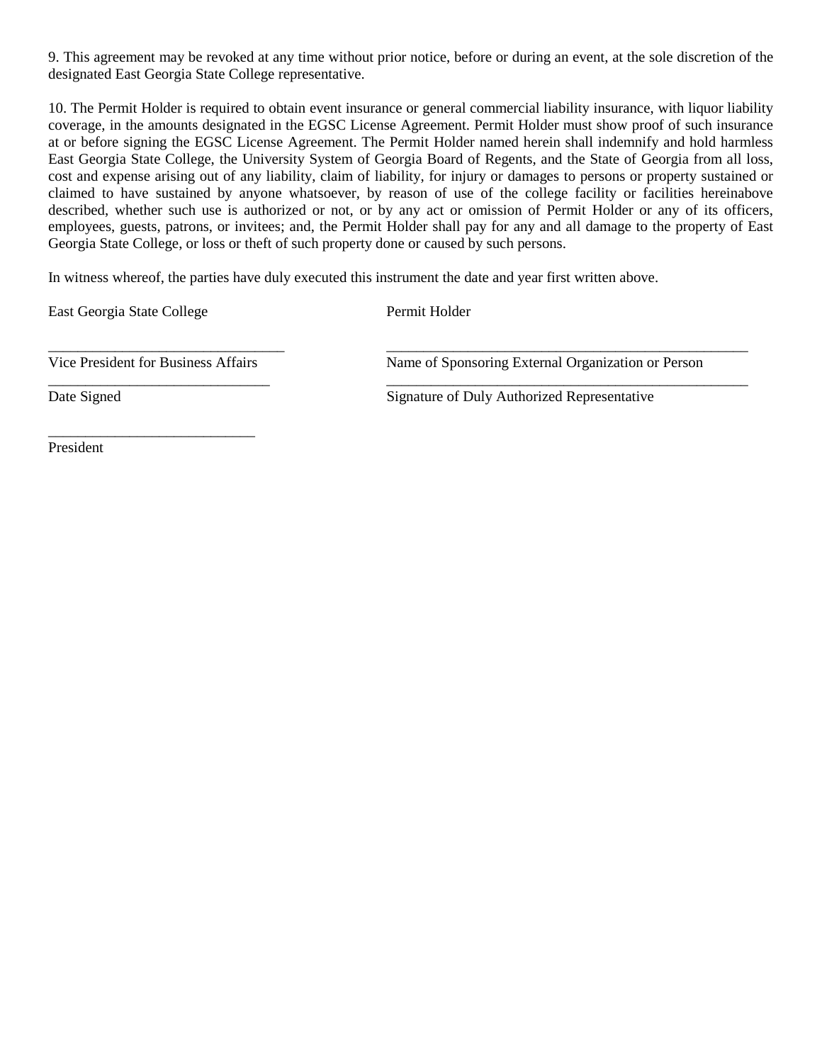9. This agreement may be revoked at any time without prior notice, before or during an event, at the sole discretion of the designated East Georgia State College representative.

10. The Permit Holder is required to obtain event insurance or general commercial liability insurance, with liquor liability coverage, in the amounts designated in the EGSC License Agreement. Permit Holder must show proof of such insurance at or before signing the EGSC License Agreement. The Permit Holder named herein shall indemnify and hold harmless East Georgia State College, the University System of Georgia Board of Regents, and the State of Georgia from all loss, cost and expense arising out of any liability, claim of liability, for injury or damages to persons or property sustained or claimed to have sustained by anyone whatsoever, by reason of use of the college facility or facilities hereinabove described, whether such use is authorized or not, or by any act or omission of Permit Holder or any of its officers, employees, guests, patrons, or invitees; and, the Permit Holder shall pay for any and all damage to the property of East Georgia State College, or loss or theft of such property done or caused by such persons.

In witness whereof, the parties have duly executed this instrument the date and year first written above.

East Georgia State College

\_\_\_\_\_\_\_\_\_\_\_\_\_\_\_\_\_\_\_\_\_\_\_\_\_\_\_\_\_\_\_\_\_
Vice President for Business Affairs

\_\_\_\_\_\_\_\_\_\_\_\_\_\_\_\_\_\_\_\_\_\_\_\_\_\_\_\_\_\_
Date Signed

\_\_\_\_\_\_\_\_\_\_\_\_\_\_\_\_\_\_\_\_\_\_\_\_\_\_\_\_
President

Permit Holder

\_\_\_\_\_\_\_\_\_\_\_\_\_\_\_\_\_\_\_\_\_\_\_\_\_\_\_\_\_\_\_\_\_\_\_\_\_\_\_\_\_\_\_\_\_\_\_\_\_\_\_
Name of Sponsoring External Organization or Person

\_\_\_\_\_\_\_\_\_\_\_\_\_\_\_\_\_\_\_\_\_\_\_\_\_\_\_\_\_\_\_\_\_\_\_\_\_\_\_\_\_\_\_\_\_\_\_\_\_\_\_
Signature of Duly Authorized Representative